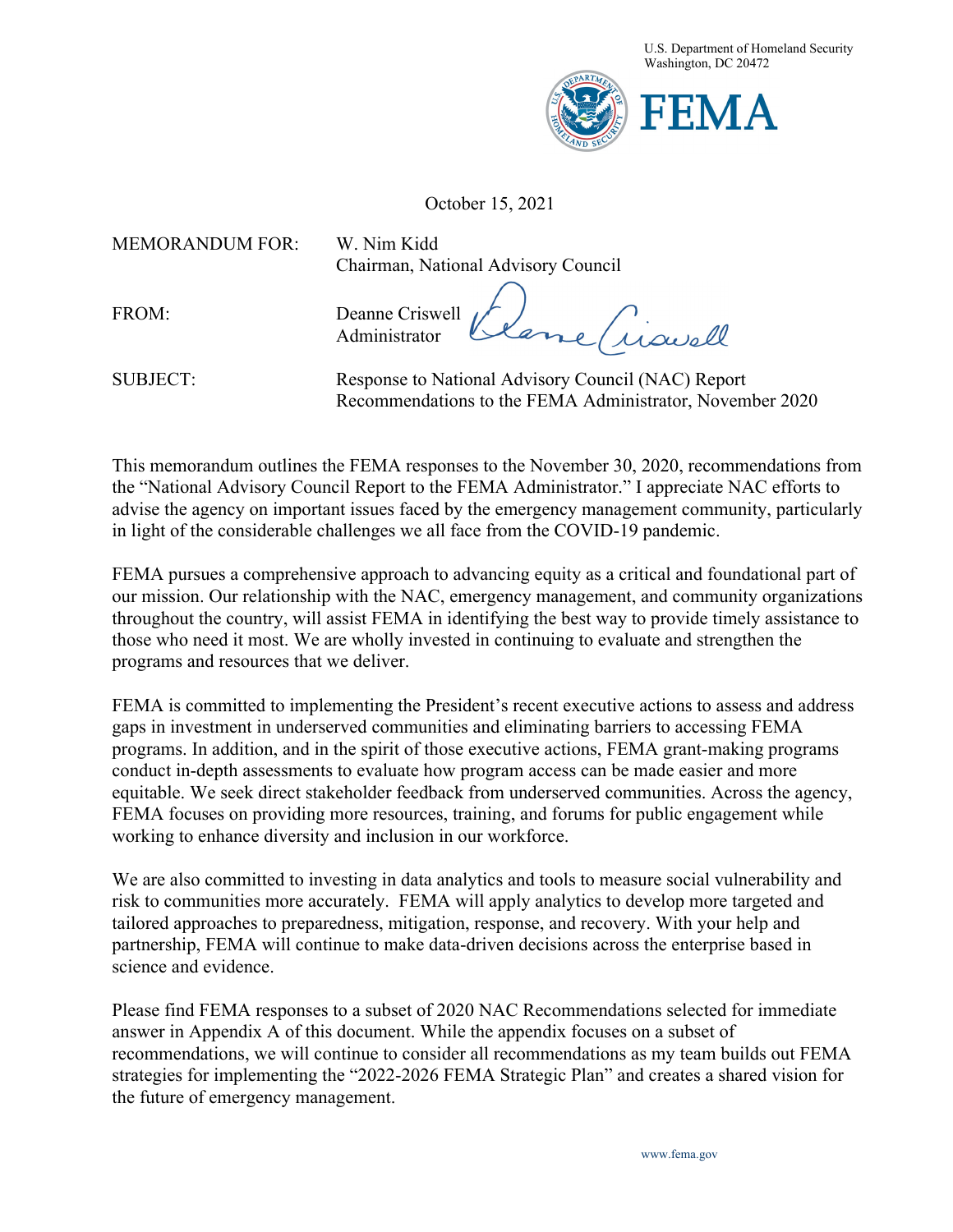U.S. Department of Homeland Security
Washington, DC 20472

FEMA

October 15, 2021

MEMORANDUM FOR: W. Nim Kidd
Chairman, National Advisory Council

FROM: Deanne Criswell
Administrator

SUBJECT: Response to National Advisory Council (NAC) Report Recommendations to the FEMA Administrator, November 2020

This memorandum outlines the FEMA responses to the November 30, 2020, recommendations from the "National Advisory Council Report to the FEMA Administrator." I appreciate NAC efforts to advise the agency on important issues faced by the emergency management community, particularly in light of the considerable challenges we all face from the COVID-19 pandemic.

FEMA pursues a comprehensive approach to advancing equity as a critical and foundational part of our mission. Our relationship with the NAC, emergency management, and community organizations throughout the country, will assist FEMA in identifying the best way to provide timely assistance to those who need it most. We are wholly invested in continuing to evaluate and strengthen the programs and resources that we deliver.

FEMA is committed to implementing the President's recent executive actions to assess and address gaps in investment in underserved communities and eliminating barriers to accessing FEMA programs. In addition, and in the spirit of those executive actions, FEMA grant-making programs conduct in-depth assessments to evaluate how program access can be made easier and more equitable. We seek direct stakeholder feedback from underserved communities. Across the agency, FEMA focuses on providing more resources, training, and forums for public engagement while working to enhance diversity and inclusion in our workforce.

We are also committed to investing in data analytics and tools to measure social vulnerability and risk to communities more accurately. FEMA will apply analytics to develop more targeted and tailored approaches to preparedness, mitigation, response, and recovery. With your help and partnership, FEMA will continue to make data-driven decisions across the enterprise based in science and evidence.

Please find FEMA responses to a subset of 2020 NAC Recommendations selected for immediate answer in Appendix A of this document. While the appendix focuses on a subset of recommendations, we will continue to consider all recommendations as my team builds out FEMA strategies for implementing the "2022-2026 FEMA Strategic Plan" and creates a shared vision for the future of emergency management.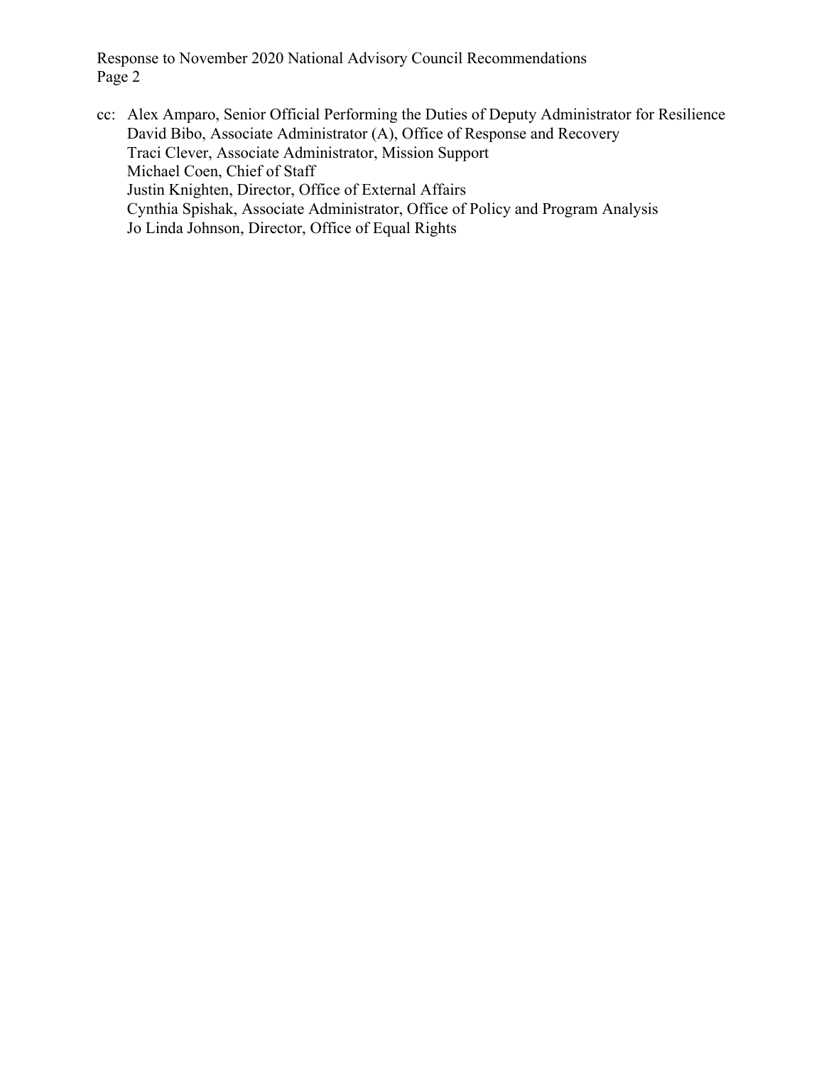cc: Alex Amparo, Senior Official Performing the Duties of Deputy Administrator for Resilience
David Bibo, Associate Administrator (A), Office of Response and Recovery
Traci Clever, Associate Administrator, Mission Support
Michael Coen, Chief of Staff
Justin Knighten, Director, Office of External Affairs
Cynthia Spishak, Associate Administrator, Office of Policy and Program Analysis
Jo Linda Johnson, Director, Office of Equal Rights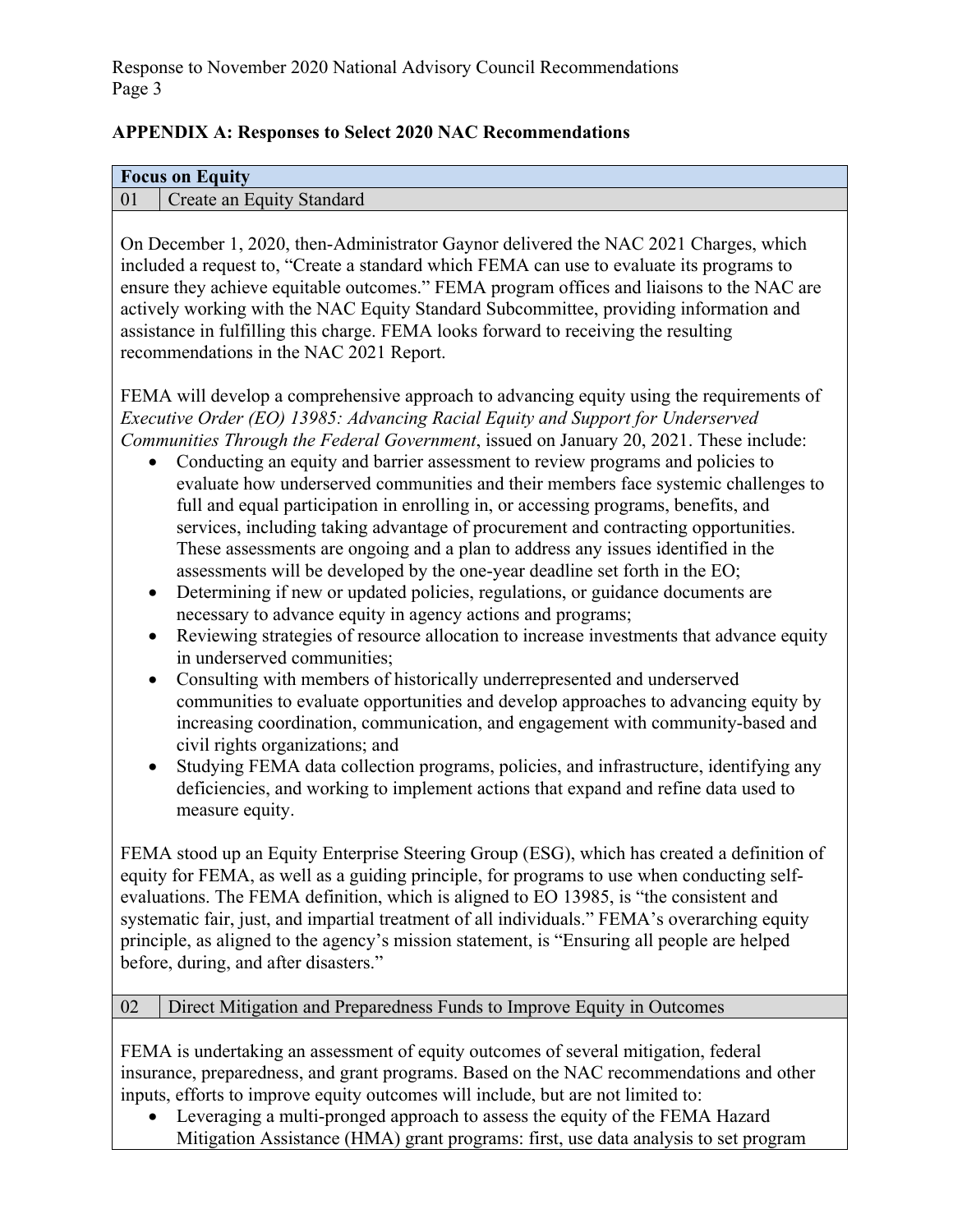## APPENDIX A: Responses to Select 2020 NAC Recommendations

| **Focus on Equity** | |
|---|---|
| 01 | Create an Equity Standard |

On December 1, 2020, then-Administrator Gaynor delivered the NAC 2021 Charges, which included a request to, "Create a standard which FEMA can use to evaluate its programs to ensure they achieve equitable outcomes." FEMA program offices and liaisons to the NAC are actively working with the NAC Equity Standard Subcommittee, providing information and assistance in fulfilling this charge. FEMA looks forward to receiving the resulting recommendations in the NAC 2021 Report.

FEMA will develop a comprehensive approach to advancing equity using the requirements of *Executive Order (EO) 13985: Advancing Racial Equity and Support for Underserved Communities Through the Federal Government*, issued on January 20, 2021. These include:

- Conducting an equity and barrier assessment to review programs and policies to evaluate how underserved communities and their members face systemic challenges to full and equal participation in enrolling in, or accessing programs, benefits, and services, including taking advantage of procurement and contracting opportunities. These assessments are ongoing and a plan to address any issues identified in the assessments will be developed by the one-year deadline set forth in the EO;
- Determining if new or updated policies, regulations, or guidance documents are necessary to advance equity in agency actions and programs;
- Reviewing strategies of resource allocation to increase investments that advance equity in underserved communities;
- Consulting with members of historically underrepresented and underserved communities to evaluate opportunities and develop approaches to advancing equity by increasing coordination, communication, and engagement with community-based and civil rights organizations; and
- Studying FEMA data collection programs, policies, and infrastructure, identifying any deficiencies, and working to implement actions that expand and refine data used to measure equity.

FEMA stood up an Equity Enterprise Steering Group (ESG), which has created a definition of equity for FEMA, as well as a guiding principle, for programs to use when conducting self-evaluations. The FEMA definition, which is aligned to EO 13985, is "the consistent and systematic fair, just, and impartial treatment of all individuals." FEMA's overarching equity principle, as aligned to the agency's mission statement, is "Ensuring all people are helped before, during, and after disasters."

| 02 | Direct Mitigation and Preparedness Funds to Improve Equity in Outcomes |
|---|---|

FEMA is undertaking an assessment of equity outcomes of several mitigation, federal insurance, preparedness, and grant programs. Based on the NAC recommendations and other inputs, efforts to improve equity outcomes will include, but are not limited to:

- Leveraging a multi-pronged approach to assess the equity of the FEMA Hazard Mitigation Assistance (HMA) grant programs: first, use data analysis to set program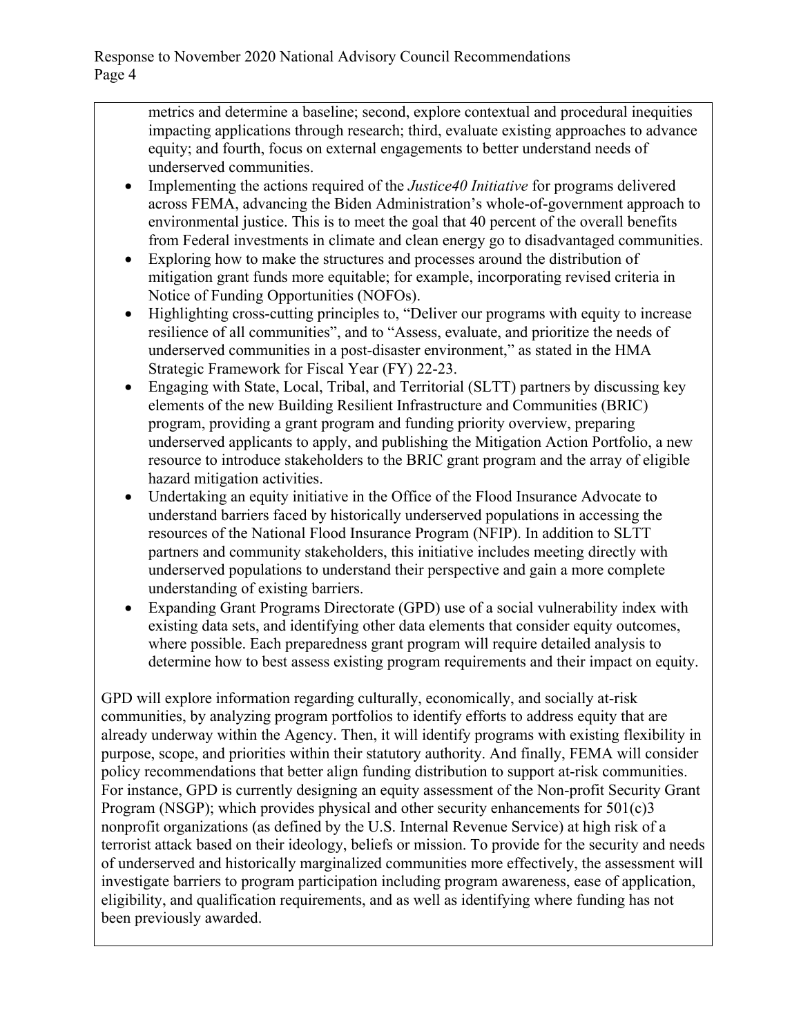metrics and determine a baseline; second, explore contextual and procedural inequities impacting applications through research; third, evaluate existing approaches to advance equity; and fourth, focus on external engagements to better understand needs of underserved communities.

- Implementing the actions required of the *Justice40 Initiative* for programs delivered across FEMA, advancing the Biden Administration's whole-of-government approach to environmental justice. This is to meet the goal that 40 percent of the overall benefits from Federal investments in climate and clean energy go to disadvantaged communities.
- Exploring how to make the structures and processes around the distribution of mitigation grant funds more equitable; for example, incorporating revised criteria in Notice of Funding Opportunities (NOFOs).
- Highlighting cross-cutting principles to, "Deliver our programs with equity to increase resilience of all communities", and to "Assess, evaluate, and prioritize the needs of underserved communities in a post-disaster environment," as stated in the HMA Strategic Framework for Fiscal Year (FY) 22-23.
- Engaging with State, Local, Tribal, and Territorial (SLTT) partners by discussing key elements of the new Building Resilient Infrastructure and Communities (BRIC) program, providing a grant program and funding priority overview, preparing underserved applicants to apply, and publishing the Mitigation Action Portfolio, a new resource to introduce stakeholders to the BRIC grant program and the array of eligible hazard mitigation activities.
- Undertaking an equity initiative in the Office of the Flood Insurance Advocate to understand barriers faced by historically underserved populations in accessing the resources of the National Flood Insurance Program (NFIP). In addition to SLTT partners and community stakeholders, this initiative includes meeting directly with underserved populations to understand their perspective and gain a more complete understanding of existing barriers.
- Expanding Grant Programs Directorate (GPD) use of a social vulnerability index with existing data sets, and identifying other data elements that consider equity outcomes, where possible. Each preparedness grant program will require detailed analysis to determine how to best assess existing program requirements and their impact on equity.

GPD will explore information regarding culturally, economically, and socially at-risk communities, by analyzing program portfolios to identify efforts to address equity that are already underway within the Agency. Then, it will identify programs with existing flexibility in purpose, scope, and priorities within their statutory authority. And finally, FEMA will consider policy recommendations that better align funding distribution to support at-risk communities. For instance, GPD is currently designing an equity assessment of the Non-profit Security Grant Program (NSGP); which provides physical and other security enhancements for 501(c)3 nonprofit organizations (as defined by the U.S. Internal Revenue Service) at high risk of a terrorist attack based on their ideology, beliefs or mission. To provide for the security and needs of underserved and historically marginalized communities more effectively, the assessment will investigate barriers to program participation including program awareness, ease of application, eligibility, and qualification requirements, and as well as identifying where funding has not been previously awarded.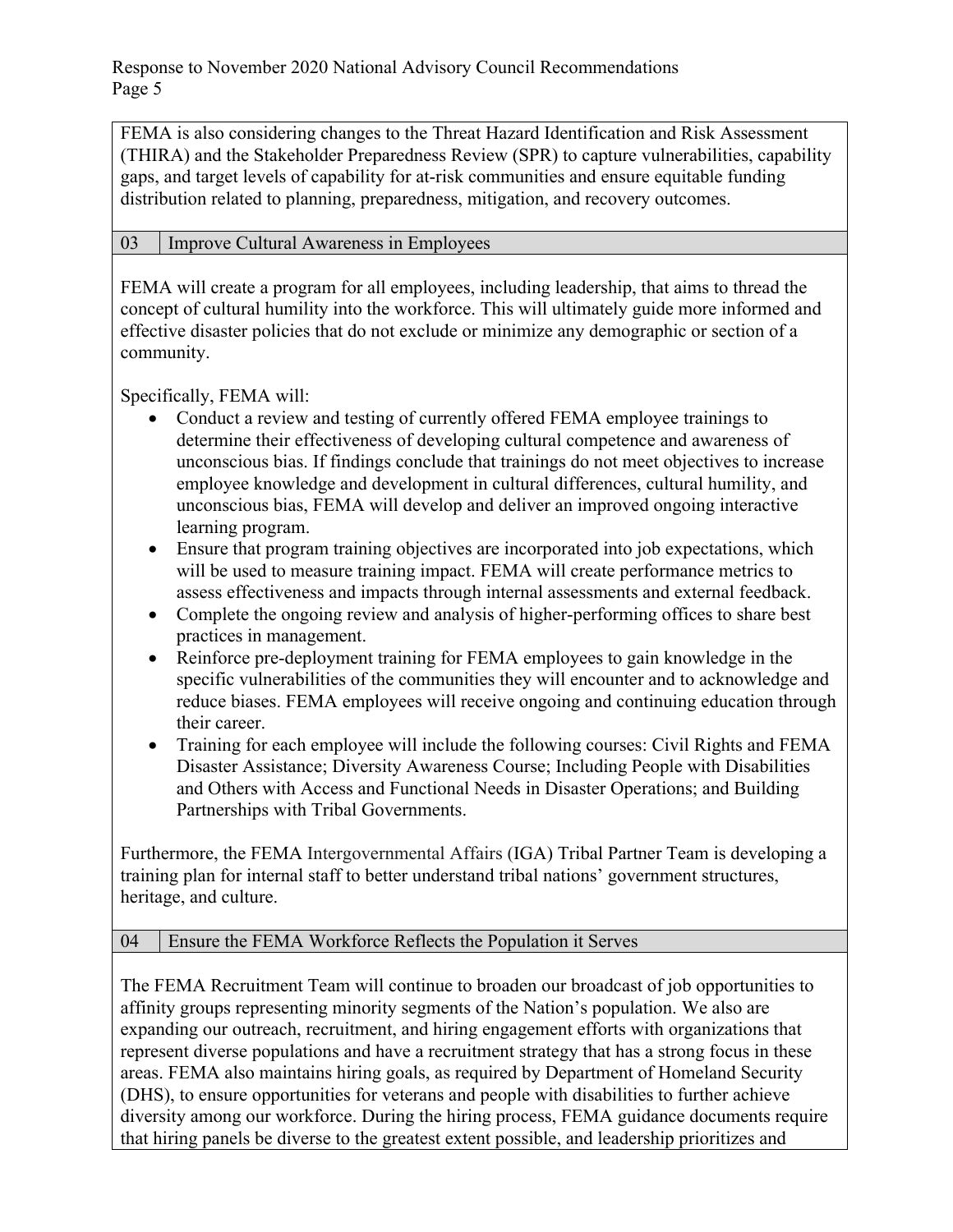FEMA is also considering changes to the Threat Hazard Identification and Risk Assessment (THIRA) and the Stakeholder Preparedness Review (SPR) to capture vulnerabilities, capability gaps, and target levels of capability for at-risk communities and ensure equitable funding distribution related to planning, preparedness, mitigation, and recovery outcomes.

| 03 | Improve Cultural Awareness in Employees |
|---|---|

FEMA will create a program for all employees, including leadership, that aims to thread the concept of cultural humility into the workforce. This will ultimately guide more informed and effective disaster policies that do not exclude or minimize any demographic or section of a community.

Specifically, FEMA will:

- Conduct a review and testing of currently offered FEMA employee trainings to determine their effectiveness of developing cultural competence and awareness of unconscious bias. If findings conclude that trainings do not meet objectives to increase employee knowledge and development in cultural differences, cultural humility, and unconscious bias, FEMA will develop and deliver an improved ongoing interactive learning program.
- Ensure that program training objectives are incorporated into job expectations, which will be used to measure training impact. FEMA will create performance metrics to assess effectiveness and impacts through internal assessments and external feedback.
- Complete the ongoing review and analysis of higher-performing offices to share best practices in management.
- Reinforce pre-deployment training for FEMA employees to gain knowledge in the specific vulnerabilities of the communities they will encounter and to acknowledge and reduce biases. FEMA employees will receive ongoing and continuing education through their career.
- Training for each employee will include the following courses: Civil Rights and FEMA Disaster Assistance; Diversity Awareness Course; Including People with Disabilities and Others with Access and Functional Needs in Disaster Operations; and Building Partnerships with Tribal Governments.

Furthermore, the FEMA Intergovernmental Affairs (IGA) Tribal Partner Team is developing a training plan for internal staff to better understand tribal nations' government structures, heritage, and culture.

| 04 | Ensure the FEMA Workforce Reflects the Population it Serves |
|---|---|

The FEMA Recruitment Team will continue to broaden our broadcast of job opportunities to affinity groups representing minority segments of the Nation's population. We also are expanding our outreach, recruitment, and hiring engagement efforts with organizations that represent diverse populations and have a recruitment strategy that has a strong focus in these areas. FEMA also maintains hiring goals, as required by Department of Homeland Security (DHS), to ensure opportunities for veterans and people with disabilities to further achieve diversity among our workforce. During the hiring process, FEMA guidance documents require that hiring panels be diverse to the greatest extent possible, and leadership prioritizes and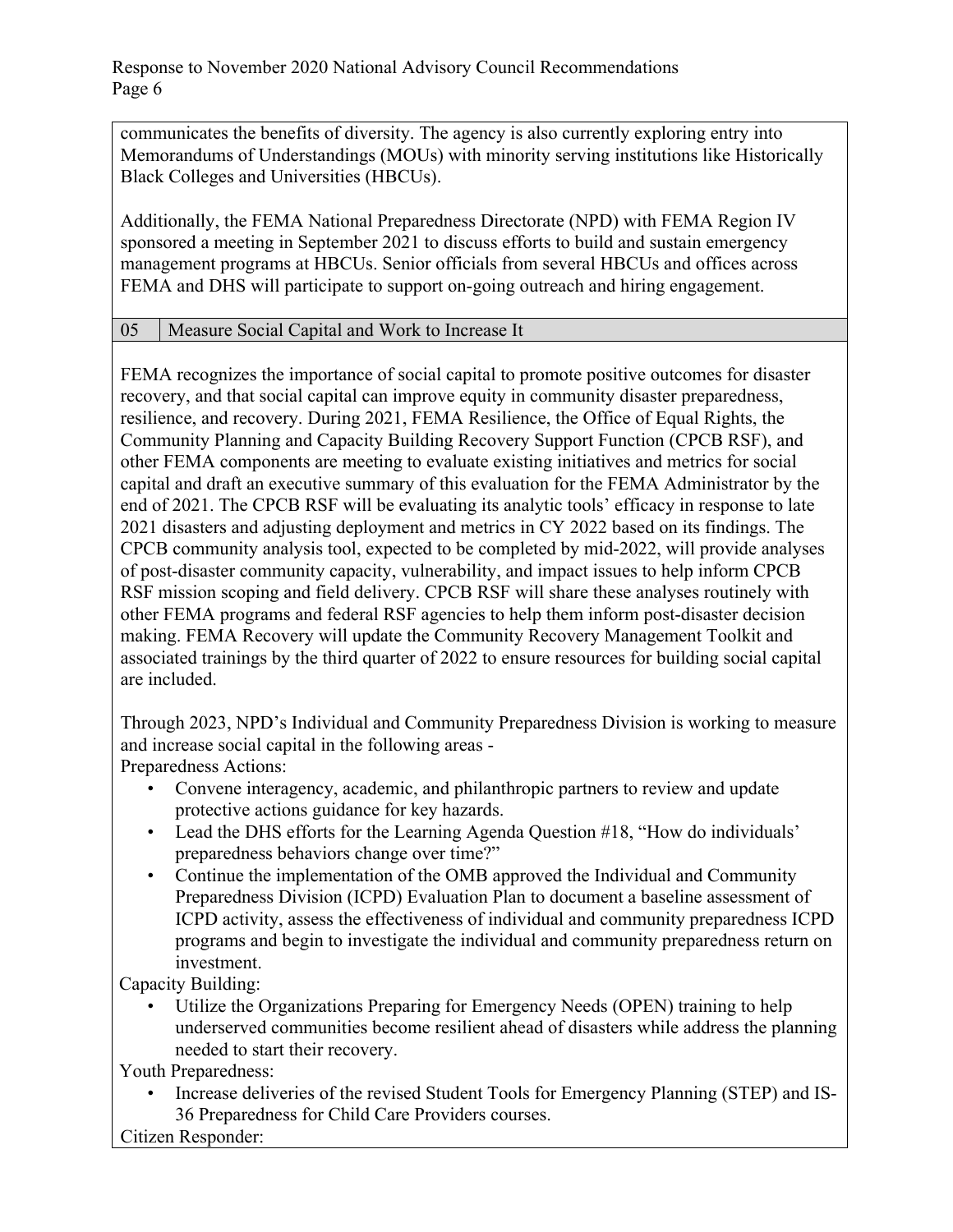communicates the benefits of diversity. The agency is also currently exploring entry into Memorandums of Understandings (MOUs) with minority serving institutions like Historically Black Colleges and Universities (HBCUs).

Additionally, the FEMA National Preparedness Directorate (NPD) with FEMA Region IV sponsored a meeting in September 2021 to discuss efforts to build and sustain emergency management programs at HBCUs. Senior officials from several HBCUs and offices across FEMA and DHS will participate to support on-going outreach and hiring engagement.

| 05 | Measure Social Capital and Work to Increase It |
|---|---|

FEMA recognizes the importance of social capital to promote positive outcomes for disaster recovery, and that social capital can improve equity in community disaster preparedness, resilience, and recovery. During 2021, FEMA Resilience, the Office of Equal Rights, the Community Planning and Capacity Building Recovery Support Function (CPCB RSF), and other FEMA components are meeting to evaluate existing initiatives and metrics for social capital and draft an executive summary of this evaluation for the FEMA Administrator by the end of 2021. The CPCB RSF will be evaluating its analytic tools' efficacy in response to late 2021 disasters and adjusting deployment and metrics in CY 2022 based on its findings. The CPCB community analysis tool, expected to be completed by mid-2022, will provide analyses of post-disaster community capacity, vulnerability, and impact issues to help inform CPCB RSF mission scoping and field delivery. CPCB RSF will share these analyses routinely with other FEMA programs and federal RSF agencies to help them inform post-disaster decision making. FEMA Recovery will update the Community Recovery Management Toolkit and associated trainings by the third quarter of 2022 to ensure resources for building social capital are included.

Through 2023, NPD's Individual and Community Preparedness Division is working to measure and increase social capital in the following areas -

Preparedness Actions:

- Convene interagency, academic, and philanthropic partners to review and update protective actions guidance for key hazards.
- Lead the DHS efforts for the Learning Agenda Question #18, "How do individuals' preparedness behaviors change over time?"
- Continue the implementation of the OMB approved the Individual and Community Preparedness Division (ICPD) Evaluation Plan to document a baseline assessment of ICPD activity, assess the effectiveness of individual and community preparedness ICPD programs and begin to investigate the individual and community preparedness return on investment.

Capacity Building:

- Utilize the Organizations Preparing for Emergency Needs (OPEN) training to help underserved communities become resilient ahead of disasters while address the planning needed to start their recovery.

Youth Preparedness:

- Increase deliveries of the revised Student Tools for Emergency Planning (STEP) and IS-36 Preparedness for Child Care Providers courses.

Citizen Responder: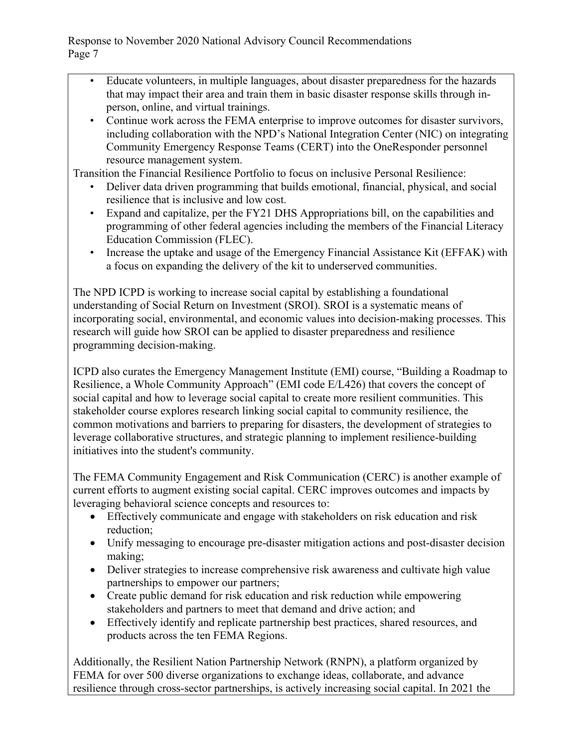- Educate volunteers, in multiple languages, about disaster preparedness for the hazards that may impact their area and train them in basic disaster response skills through in-person, online, and virtual trainings.
- Continue work across the FEMA enterprise to improve outcomes for disaster survivors, including collaboration with the NPD's National Integration Center (NIC) on integrating Community Emergency Response Teams (CERT) into the OneResponder personnel resource management system.

Transition the Financial Resilience Portfolio to focus on inclusive Personal Resilience:

- Deliver data driven programming that builds emotional, financial, physical, and social resilience that is inclusive and low cost.
- Expand and capitalize, per the FY21 DHS Appropriations bill, on the capabilities and programming of other federal agencies including the members of the Financial Literacy Education Commission (FLEC).
- Increase the uptake and usage of the Emergency Financial Assistance Kit (EFFAK) with a focus on expanding the delivery of the kit to underserved communities.

The NPD ICPD is working to increase social capital by establishing a foundational understanding of Social Return on Investment (SROI). SROI is a systematic means of incorporating social, environmental, and economic values into decision-making processes. This research will guide how SROI can be applied to disaster preparedness and resilience programming decision-making.

ICPD also curates the Emergency Management Institute (EMI) course, "Building a Roadmap to Resilience, a Whole Community Approach" (EMI code E/L426) that covers the concept of social capital and how to leverage social capital to create more resilient communities. This stakeholder course explores research linking social capital to community resilience, the common motivations and barriers to preparing for disasters, the development of strategies to leverage collaborative structures, and strategic planning to implement resilience-building initiatives into the student's community.

The FEMA Community Engagement and Risk Communication (CERC) is another example of current efforts to augment existing social capital. CERC improves outcomes and impacts by leveraging behavioral science concepts and resources to:

- Effectively communicate and engage with stakeholders on risk education and risk reduction;
- Unify messaging to encourage pre-disaster mitigation actions and post-disaster decision making;
- Deliver strategies to increase comprehensive risk awareness and cultivate high value partnerships to empower our partners;
- Create public demand for risk education and risk reduction while empowering stakeholders and partners to meet that demand and drive action; and
- Effectively identify and replicate partnership best practices, shared resources, and products across the ten FEMA Regions.

Additionally, the Resilient Nation Partnership Network (RNPN), a platform organized by FEMA for over 500 diverse organizations to exchange ideas, collaborate, and advance resilience through cross-sector partnerships, is actively increasing social capital. In 2021 the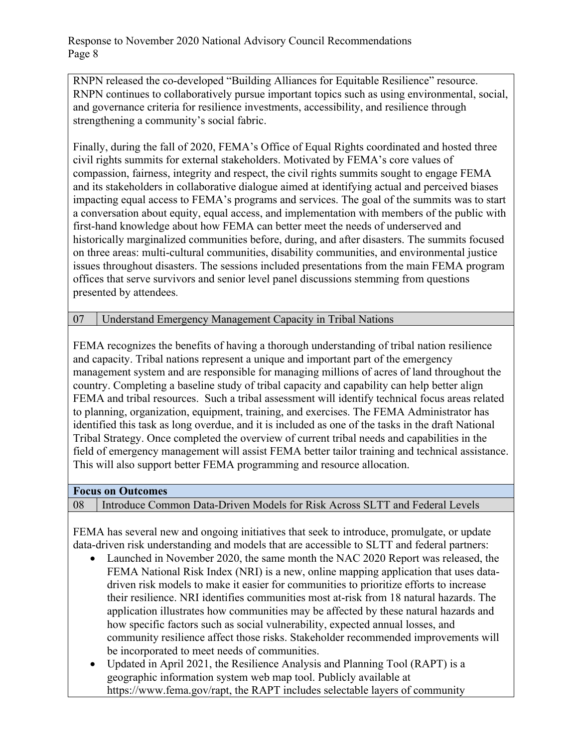RNPN released the co-developed "Building Alliances for Equitable Resilience" resource. RNPN continues to collaboratively pursue important topics such as using environmental, social, and governance criteria for resilience investments, accessibility, and resilience through strengthening a community's social fabric.

Finally, during the fall of 2020, FEMA's Office of Equal Rights coordinated and hosted three civil rights summits for external stakeholders. Motivated by FEMA's core values of compassion, fairness, integrity and respect, the civil rights summits sought to engage FEMA and its stakeholders in collaborative dialogue aimed at identifying actual and perceived biases impacting equal access to FEMA's programs and services. The goal of the summits was to start a conversation about equity, equal access, and implementation with members of the public with first-hand knowledge about how FEMA can better meet the needs of underserved and historically marginalized communities before, during, and after disasters. The summits focused on three areas: multi-cultural communities, disability communities, and environmental justice issues throughout disasters. The sessions included presentations from the main FEMA program offices that serve survivors and senior level panel discussions stemming from questions presented by attendees.

### 07 Understand Emergency Management Capacity in Tribal Nations

FEMA recognizes the benefits of having a thorough understanding of tribal nation resilience and capacity. Tribal nations represent a unique and important part of the emergency management system and are responsible for managing millions of acres of land throughout the country. Completing a baseline study of tribal capacity and capability can help better align FEMA and tribal resources. Such a tribal assessment will identify technical focus areas related to planning, organization, equipment, training, and exercises. The FEMA Administrator has identified this task as long overdue, and it is included as one of the tasks in the draft National Tribal Strategy. Once completed the overview of current tribal needs and capabilities in the field of emergency management will assist FEMA better tailor training and technical assistance. This will also support better FEMA programming and resource allocation.

## Focus on Outcomes

### 08 Introduce Common Data-Driven Models for Risk Across SLTT and Federal Levels

FEMA has several new and ongoing initiatives that seek to introduce, promulgate, or update data-driven risk understanding and models that are accessible to SLTT and federal partners:

- Launched in November 2020, the same month the NAC 2020 Report was released, the FEMA National Risk Index (NRI) is a new, online mapping application that uses data-driven risk models to make it easier for communities to prioritize efforts to increase their resilience. NRI identifies communities most at-risk from 18 natural hazards. The application illustrates how communities may be affected by these natural hazards and how specific factors such as social vulnerability, expected annual losses, and community resilience affect those risks. Stakeholder recommended improvements will be incorporated to meet needs of communities.
- Updated in April 2021, the Resilience Analysis and Planning Tool (RAPT) is a geographic information system web map tool. Publicly available at https://www.fema.gov/rapt, the RAPT includes selectable layers of community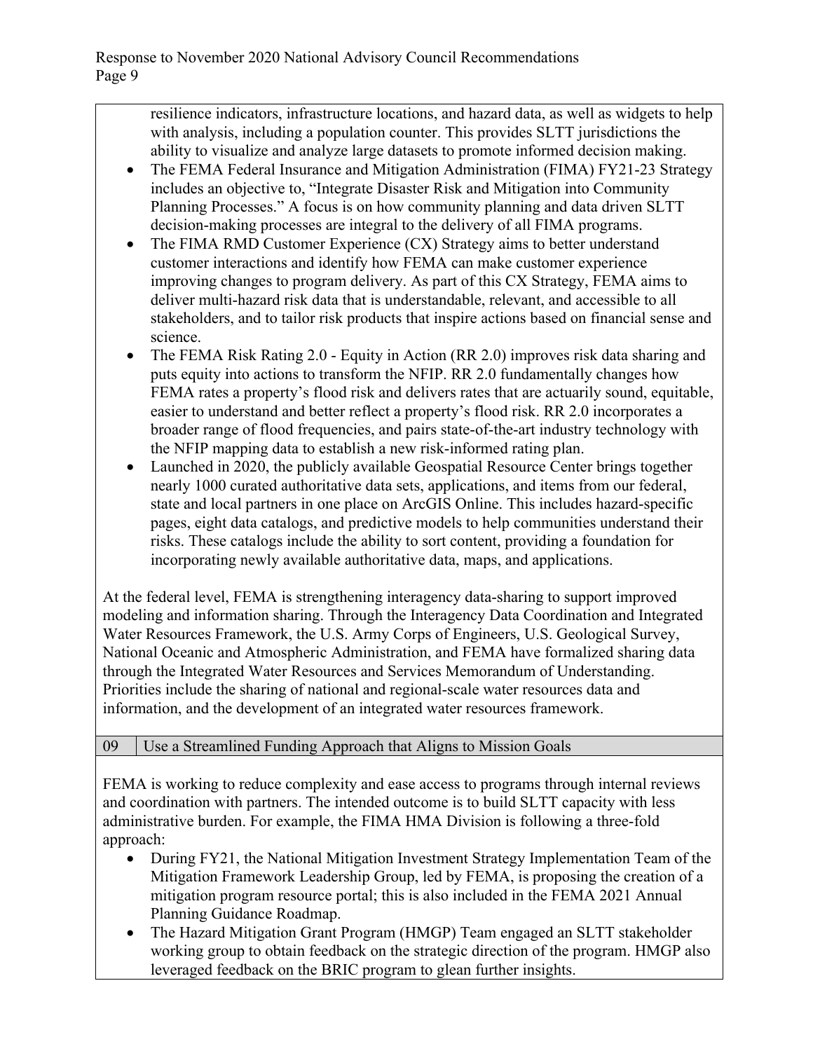resilience indicators, infrastructure locations, and hazard data, as well as widgets to help with analysis, including a population counter. This provides SLTT jurisdictions the ability to visualize and analyze large datasets to promote informed decision making.

- The FEMA Federal Insurance and Mitigation Administration (FIMA) FY21-23 Strategy includes an objective to, "Integrate Disaster Risk and Mitigation into Community Planning Processes." A focus is on how community planning and data driven SLTT decision-making processes are integral to the delivery of all FIMA programs.
- The FIMA RMD Customer Experience (CX) Strategy aims to better understand customer interactions and identify how FEMA can make customer experience improving changes to program delivery. As part of this CX Strategy, FEMA aims to deliver multi-hazard risk data that is understandable, relevant, and accessible to all stakeholders, and to tailor risk products that inspire actions based on financial sense and science.
- The FEMA Risk Rating 2.0 - Equity in Action (RR 2.0) improves risk data sharing and puts equity into actions to transform the NFIP. RR 2.0 fundamentally changes how FEMA rates a property's flood risk and delivers rates that are actuarily sound, equitable, easier to understand and better reflect a property's flood risk. RR 2.0 incorporates a broader range of flood frequencies, and pairs state-of-the-art industry technology with the NFIP mapping data to establish a new risk-informed rating plan.
- Launched in 2020, the publicly available Geospatial Resource Center brings together nearly 1000 curated authoritative data sets, applications, and items from our federal, state and local partners in one place on ArcGIS Online. This includes hazard-specific pages, eight data catalogs, and predictive models to help communities understand their risks. These catalogs include the ability to sort content, providing a foundation for incorporating newly available authoritative data, maps, and applications.

At the federal level, FEMA is strengthening interagency data-sharing to support improved modeling and information sharing. Through the Interagency Data Coordination and Integrated Water Resources Framework, the U.S. Army Corps of Engineers, U.S. Geological Survey, National Oceanic and Atmospheric Administration, and FEMA have formalized sharing data through the Integrated Water Resources and Services Memorandum of Understanding. Priorities include the sharing of national and regional-scale water resources data and information, and the development of an integrated water resources framework.

| 09 | Use a Streamlined Funding Approach that Aligns to Mission Goals |
|---|---|

FEMA is working to reduce complexity and ease access to programs through internal reviews and coordination with partners. The intended outcome is to build SLTT capacity with less administrative burden. For example, the FIMA HMA Division is following a three-fold approach:

- During FY21, the National Mitigation Investment Strategy Implementation Team of the Mitigation Framework Leadership Group, led by FEMA, is proposing the creation of a mitigation program resource portal; this is also included in the FEMA 2021 Annual Planning Guidance Roadmap.
- The Hazard Mitigation Grant Program (HMGP) Team engaged an SLTT stakeholder working group to obtain feedback on the strategic direction of the program. HMGP also leveraged feedback on the BRIC program to glean further insights.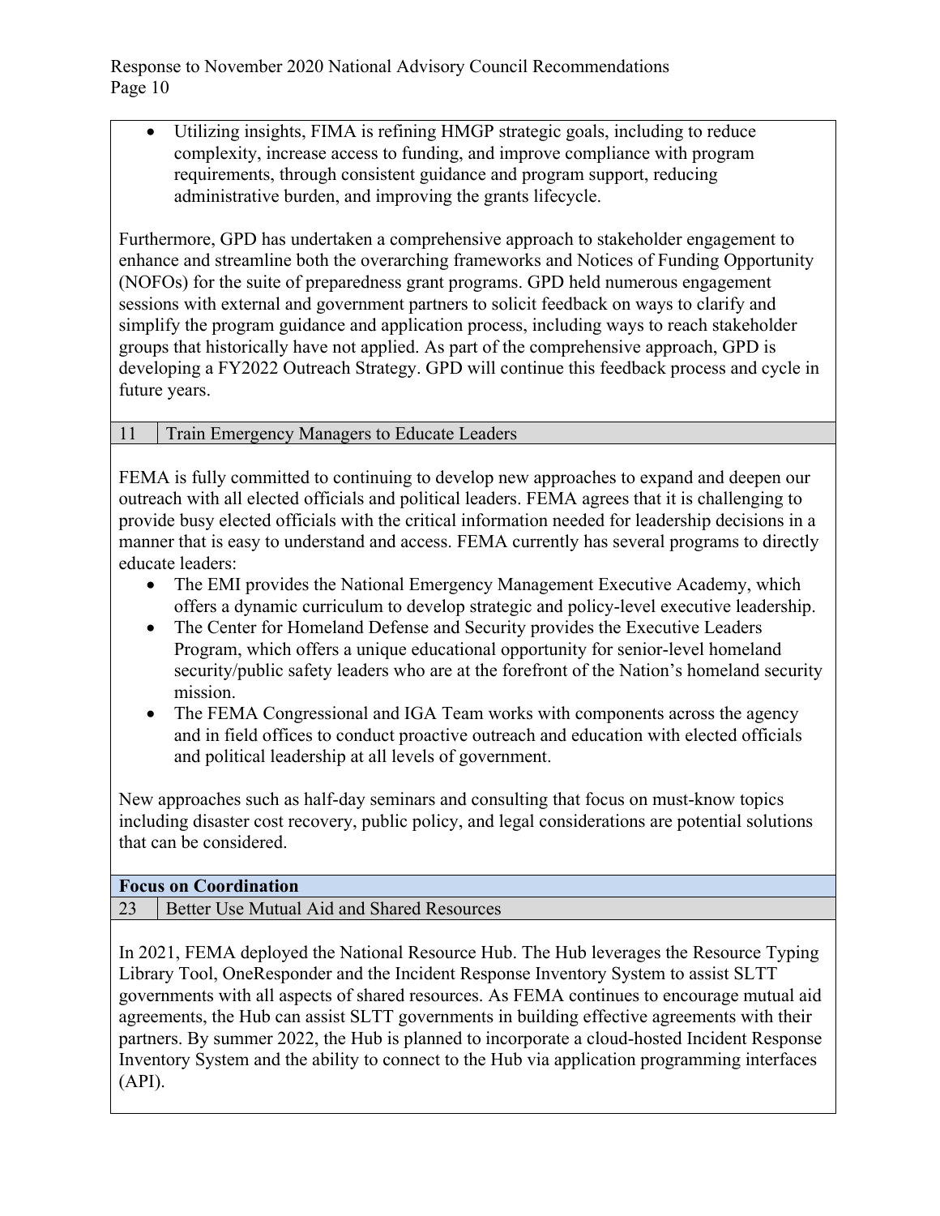- Utilizing insights, FIMA is refining HMGP strategic goals, including to reduce complexity, increase access to funding, and improve compliance with program requirements, through consistent guidance and program support, reducing administrative burden, and improving the grants lifecycle.

Furthermore, GPD has undertaken a comprehensive approach to stakeholder engagement to enhance and streamline both the overarching frameworks and Notices of Funding Opportunity (NOFOs) for the suite of preparedness grant programs. GPD held numerous engagement sessions with external and government partners to solicit feedback on ways to clarify and simplify the program guidance and application process, including ways to reach stakeholder groups that historically have not applied. As part of the comprehensive approach, GPD is developing a FY2022 Outreach Strategy. GPD will continue this feedback process and cycle in future years.

| 11 | Train Emergency Managers to Educate Leaders |
|---|---|

FEMA is fully committed to continuing to develop new approaches to expand and deepen our outreach with all elected officials and political leaders. FEMA agrees that it is challenging to provide busy elected officials with the critical information needed for leadership decisions in a manner that is easy to understand and access. FEMA currently has several programs to directly educate leaders:

- The EMI provides the National Emergency Management Executive Academy, which offers a dynamic curriculum to develop strategic and policy-level executive leadership.
- The Center for Homeland Defense and Security provides the Executive Leaders Program, which offers a unique educational opportunity for senior-level homeland security/public safety leaders who are at the forefront of the Nation's homeland security mission.
- The FEMA Congressional and IGA Team works with components across the agency and in field offices to conduct proactive outreach and education with elected officials and political leadership at all levels of government.

New approaches such as half-day seminars and consulting that focus on must-know topics including disaster cost recovery, public policy, and legal considerations are potential solutions that can be considered.

**Focus on Coordination**

| 23 | Better Use Mutual Aid and Shared Resources |
|---|---|

In 2021, FEMA deployed the National Resource Hub. The Hub leverages the Resource Typing Library Tool, OneResponder and the Incident Response Inventory System to assist SLTT governments with all aspects of shared resources. As FEMA continues to encourage mutual aid agreements, the Hub can assist SLTT governments in building effective agreements with their partners. By summer 2022, the Hub is planned to incorporate a cloud-hosted Incident Response Inventory System and the ability to connect to the Hub via application programming interfaces (API).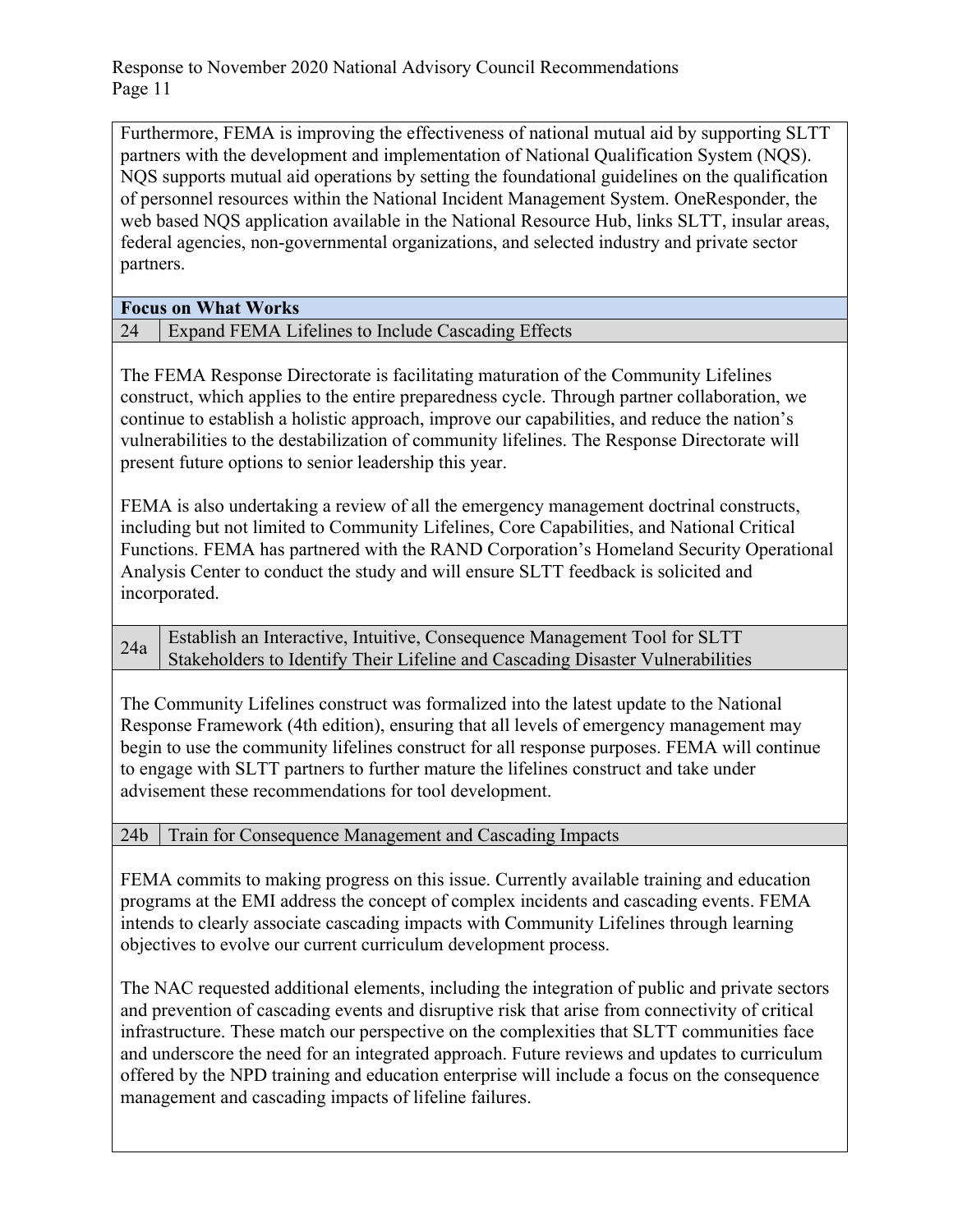Furthermore, FEMA is improving the effectiveness of national mutual aid by supporting SLTT partners with the development and implementation of National Qualification System (NQS). NQS supports mutual aid operations by setting the foundational guidelines on the qualification of personnel resources within the National Incident Management System. OneResponder, the web based NQS application available in the National Resource Hub, links SLTT, insular areas, federal agencies, non-governmental organizations, and selected industry and private sector partners.

## Focus on What Works

### 24 Expand FEMA Lifelines to Include Cascading Effects

The FEMA Response Directorate is facilitating maturation of the Community Lifelines construct, which applies to the entire preparedness cycle. Through partner collaboration, we continue to establish a holistic approach, improve our capabilities, and reduce the nation's vulnerabilities to the destabilization of community lifelines. The Response Directorate will present future options to senior leadership this year.

FEMA is also undertaking a review of all the emergency management doctrinal constructs, including but not limited to Community Lifelines, Core Capabilities, and National Critical Functions. FEMA has partnered with the RAND Corporation's Homeland Security Operational Analysis Center to conduct the study and will ensure SLTT feedback is solicited and incorporated.

### 24a Establish an Interactive, Intuitive, Consequence Management Tool for SLTT Stakeholders to Identify Their Lifeline and Cascading Disaster Vulnerabilities

The Community Lifelines construct was formalized into the latest update to the National Response Framework (4th edition), ensuring that all levels of emergency management may begin to use the community lifelines construct for all response purposes. FEMA will continue to engage with SLTT partners to further mature the lifelines construct and take under advisement these recommendations for tool development.

### 24b Train for Consequence Management and Cascading Impacts

FEMA commits to making progress on this issue. Currently available training and education programs at the EMI address the concept of complex incidents and cascading events. FEMA intends to clearly associate cascading impacts with Community Lifelines through learning objectives to evolve our current curriculum development process.

The NAC requested additional elements, including the integration of public and private sectors and prevention of cascading events and disruptive risk that arise from connectivity of critical infrastructure. These match our perspective on the complexities that SLTT communities face and underscore the need for an integrated approach. Future reviews and updates to curriculum offered by the NPD training and education enterprise will include a focus on the consequence management and cascading impacts of lifeline failures.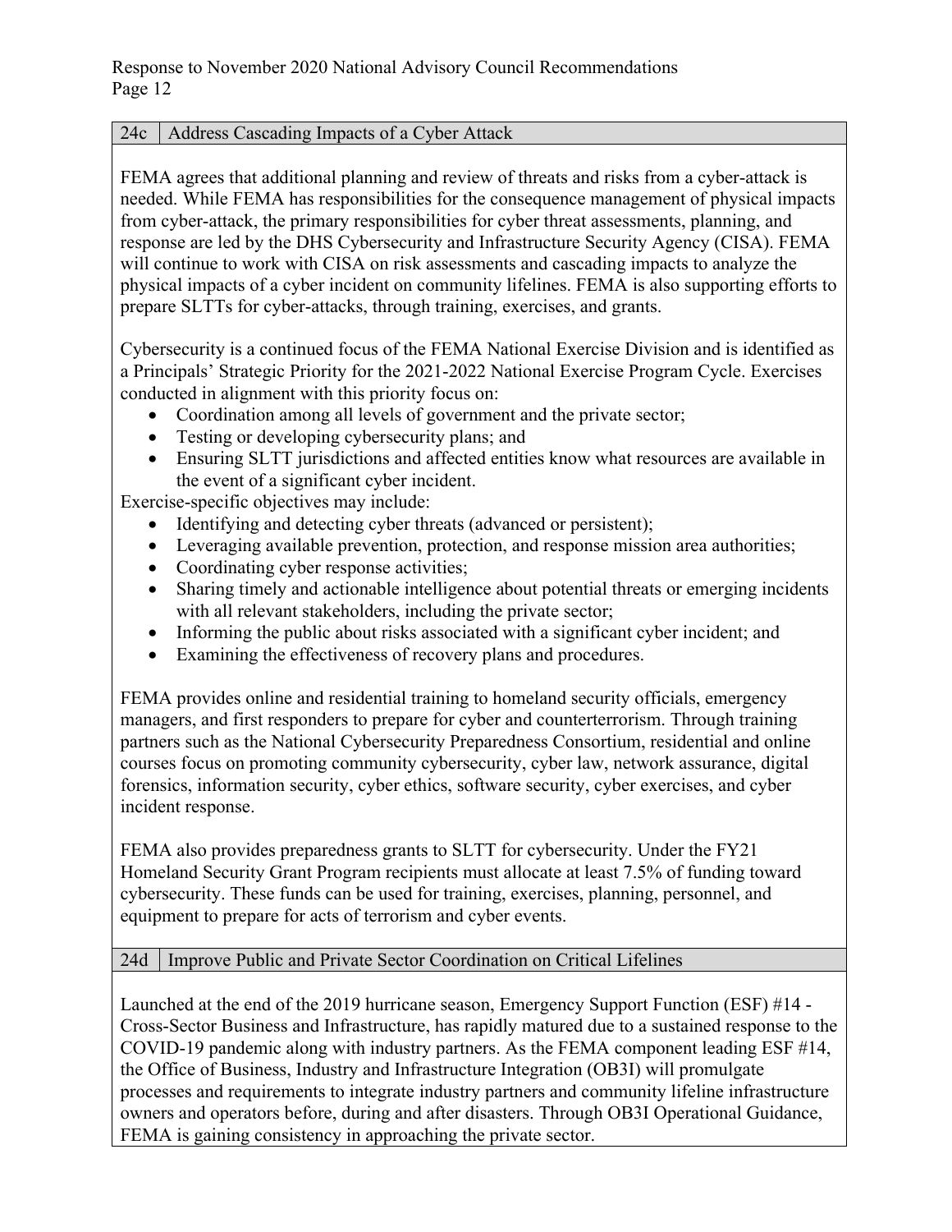| 24c | Address Cascading Impacts of a Cyber Attack |
|---|---|

FEMA agrees that additional planning and review of threats and risks from a cyber-attack is needed. While FEMA has responsibilities for the consequence management of physical impacts from cyber-attack, the primary responsibilities for cyber threat assessments, planning, and response are led by the DHS Cybersecurity and Infrastructure Security Agency (CISA). FEMA will continue to work with CISA on risk assessments and cascading impacts to analyze the physical impacts of a cyber incident on community lifelines. FEMA is also supporting efforts to prepare SLTTs for cyber-attacks, through training, exercises, and grants.

Cybersecurity is a continued focus of the FEMA National Exercise Division and is identified as a Principals' Strategic Priority for the 2021-2022 National Exercise Program Cycle. Exercises conducted in alignment with this priority focus on:

- Coordination among all levels of government and the private sector;
- Testing or developing cybersecurity plans; and
- Ensuring SLTT jurisdictions and affected entities know what resources are available in the event of a significant cyber incident.

Exercise-specific objectives may include:

- Identifying and detecting cyber threats (advanced or persistent);
- Leveraging available prevention, protection, and response mission area authorities;
- Coordinating cyber response activities;
- Sharing timely and actionable intelligence about potential threats or emerging incidents with all relevant stakeholders, including the private sector;
- Informing the public about risks associated with a significant cyber incident; and
- Examining the effectiveness of recovery plans and procedures.

FEMA provides online and residential training to homeland security officials, emergency managers, and first responders to prepare for cyber and counterterrorism. Through training partners such as the National Cybersecurity Preparedness Consortium, residential and online courses focus on promoting community cybersecurity, cyber law, network assurance, digital forensics, information security, cyber ethics, software security, cyber exercises, and cyber incident response.

FEMA also provides preparedness grants to SLTT for cybersecurity. Under the FY21 Homeland Security Grant Program recipients must allocate at least 7.5% of funding toward cybersecurity. These funds can be used for training, exercises, planning, personnel, and equipment to prepare for acts of terrorism and cyber events.

| 24d | Improve Public and Private Sector Coordination on Critical Lifelines |
|---|---|

Launched at the end of the 2019 hurricane season, Emergency Support Function (ESF) #14 - Cross-Sector Business and Infrastructure, has rapidly matured due to a sustained response to the COVID-19 pandemic along with industry partners. As the FEMA component leading ESF #14, the Office of Business, Industry and Infrastructure Integration (OB3I) will promulgate processes and requirements to integrate industry partners and community lifeline infrastructure owners and operators before, during and after disasters. Through OB3I Operational Guidance, FEMA is gaining consistency in approaching the private sector.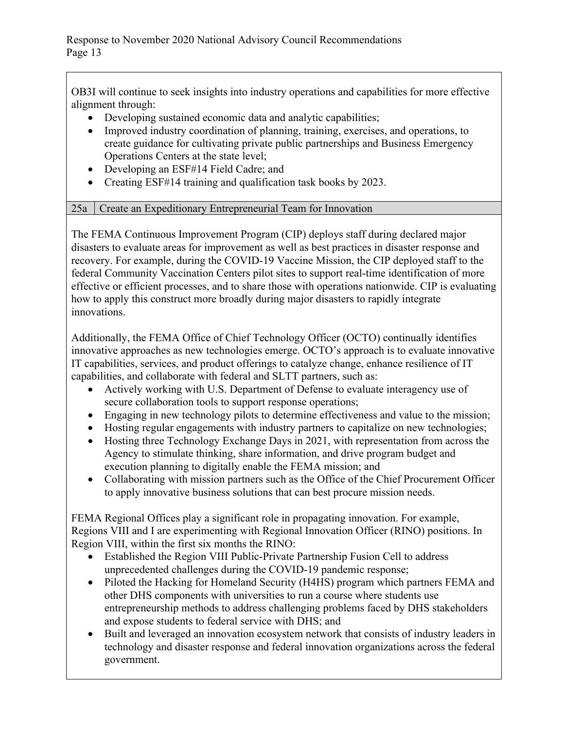OB3I will continue to seek insights into industry operations and capabilities for more effective alignment through:

- Developing sustained economic data and analytic capabilities;
- Improved industry coordination of planning, training, exercises, and operations, to create guidance for cultivating private public partnerships and Business Emergency Operations Centers at the state level;
- Developing an ESF#14 Field Cadre; and
- Creating ESF#14 training and qualification task books by 2023.

| 25a | Create an Expeditionary Entrepreneurial Team for Innovation |
|---|---|

The FEMA Continuous Improvement Program (CIP) deploys staff during declared major disasters to evaluate areas for improvement as well as best practices in disaster response and recovery. For example, during the COVID-19 Vaccine Mission, the CIP deployed staff to the federal Community Vaccination Centers pilot sites to support real-time identification of more effective or efficient processes, and to share those with operations nationwide. CIP is evaluating how to apply this construct more broadly during major disasters to rapidly integrate innovations.

Additionally, the FEMA Office of Chief Technology Officer (OCTO) continually identifies innovative approaches as new technologies emerge. OCTO's approach is to evaluate innovative IT capabilities, services, and product offerings to catalyze change, enhance resilience of IT capabilities, and collaborate with federal and SLTT partners, such as:

- Actively working with U.S. Department of Defense to evaluate interagency use of secure collaboration tools to support response operations;
- Engaging in new technology pilots to determine effectiveness and value to the mission;
- Hosting regular engagements with industry partners to capitalize on new technologies;
- Hosting three Technology Exchange Days in 2021, with representation from across the Agency to stimulate thinking, share information, and drive program budget and execution planning to digitally enable the FEMA mission; and
- Collaborating with mission partners such as the Office of the Chief Procurement Officer to apply innovative business solutions that can best procure mission needs.

FEMA Regional Offices play a significant role in propagating innovation. For example, Regions VIII and I are experimenting with Regional Innovation Officer (RINO) positions. In Region VIII, within the first six months the RINO:

- Established the Region VIII Public-Private Partnership Fusion Cell to address unprecedented challenges during the COVID-19 pandemic response;
- Piloted the Hacking for Homeland Security (H4HS) program which partners FEMA and other DHS components with universities to run a course where students use entrepreneurship methods to address challenging problems faced by DHS stakeholders and expose students to federal service with DHS; and
- Built and leveraged an innovation ecosystem network that consists of industry leaders in technology and disaster response and federal innovation organizations across the federal government.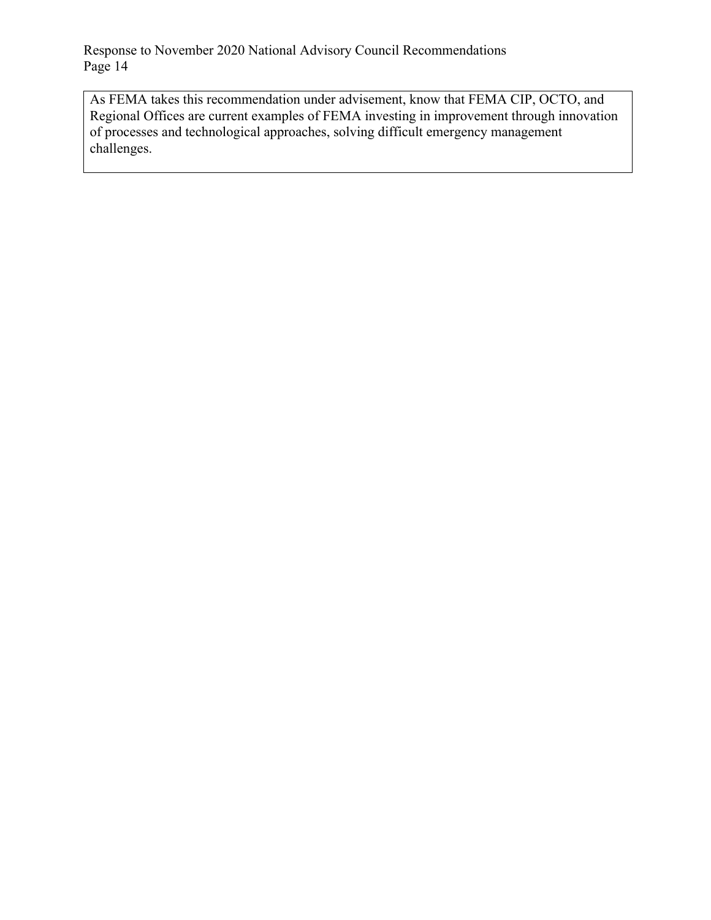As FEMA takes this recommendation under advisement, know that FEMA CIP, OCTO, and Regional Offices are current examples of FEMA investing in improvement through innovation of processes and technological approaches, solving difficult emergency management challenges.